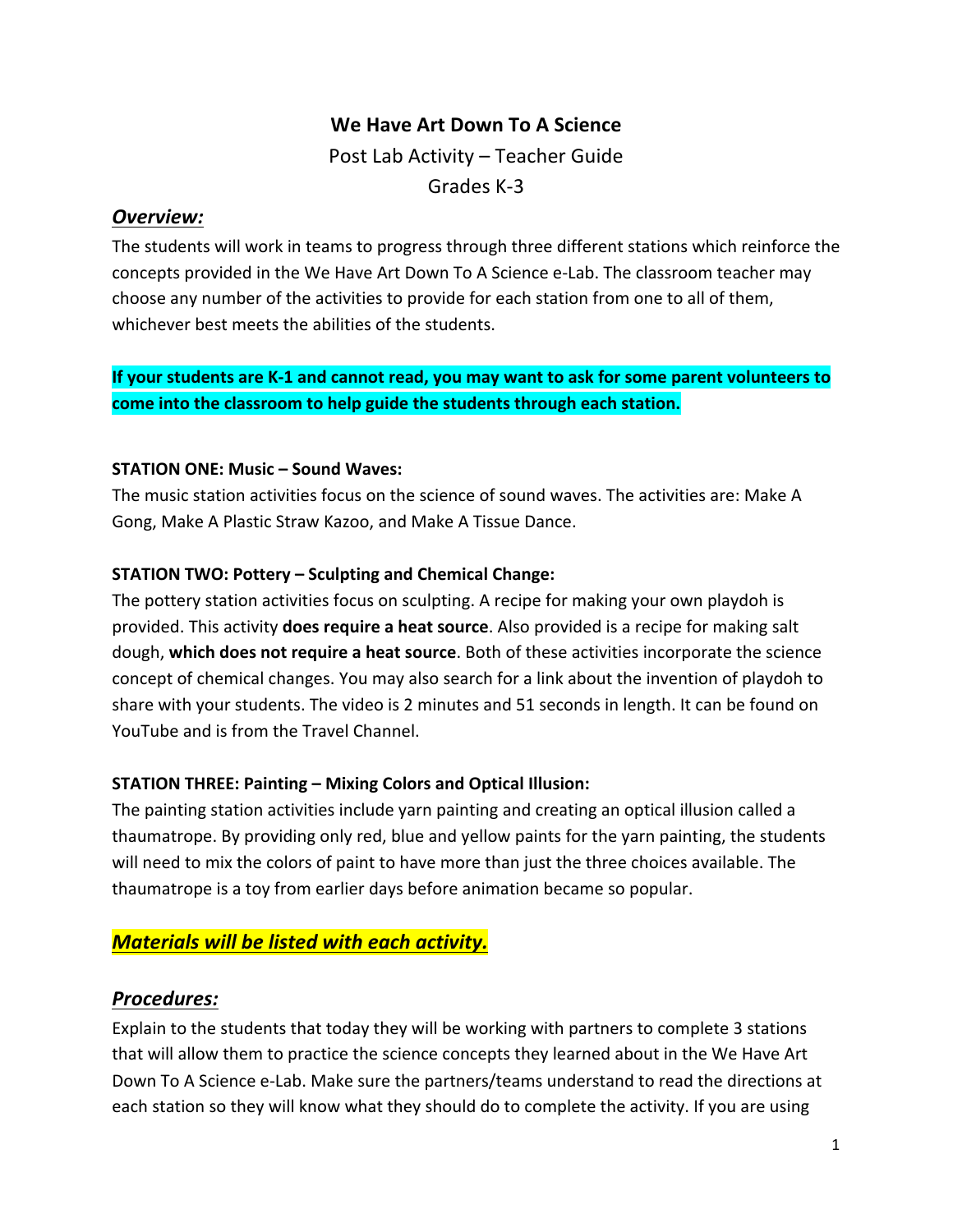# We Have Art Down To A Science

Post Lab Activity – Teacher Guide

Grades K-3

## ***Overview:***

The students will work in teams to progress through three different stations which reinforce the concepts provided in the We Have Art Down To A Science e-Lab. The classroom teacher may choose any number of the activities to provide for each station from one to all of them, whichever best meets the abilities of the students.

**If your students are K-1 and cannot read, you may want to ask for some parent volunteers to come into the classroom to help guide the students through each station.**

**STATION ONE: Music – Sound Waves:**

The music station activities focus on the science of sound waves. The activities are: Make A Gong, Make A Plastic Straw Kazoo, and Make A Tissue Dance.

**STATION TWO: Pottery – Sculpting and Chemical Change:**

The pottery station activities focus on sculpting. A recipe for making your own playdoh is provided. This activity **does require a heat source**. Also provided is a recipe for making salt dough, **which does not require a heat source**. Both of these activities incorporate the science concept of chemical changes. You may also search for a link about the invention of playdoh to share with your students. The video is 2 minutes and 51 seconds in length. It can be found on YouTube and is from the Travel Channel.

**STATION THREE: Painting – Mixing Colors and Optical Illusion:**

The painting station activities include yarn painting and creating an optical illusion called a thaumatrope. By providing only red, blue and yellow paints for the yarn painting, the students will need to mix the colors of paint to have more than just the three choices available. The thaumatrope is a toy from earlier days before animation became so popular.

## ***Materials will be listed with each activity.***

## ***Procedures:***

Explain to the students that today they will be working with partners to complete 3 stations that will allow them to practice the science concepts they learned about in the We Have Art Down To A Science e-Lab. Make sure the partners/teams understand to read the directions at each station so they will know what they should do to complete the activity. If you are using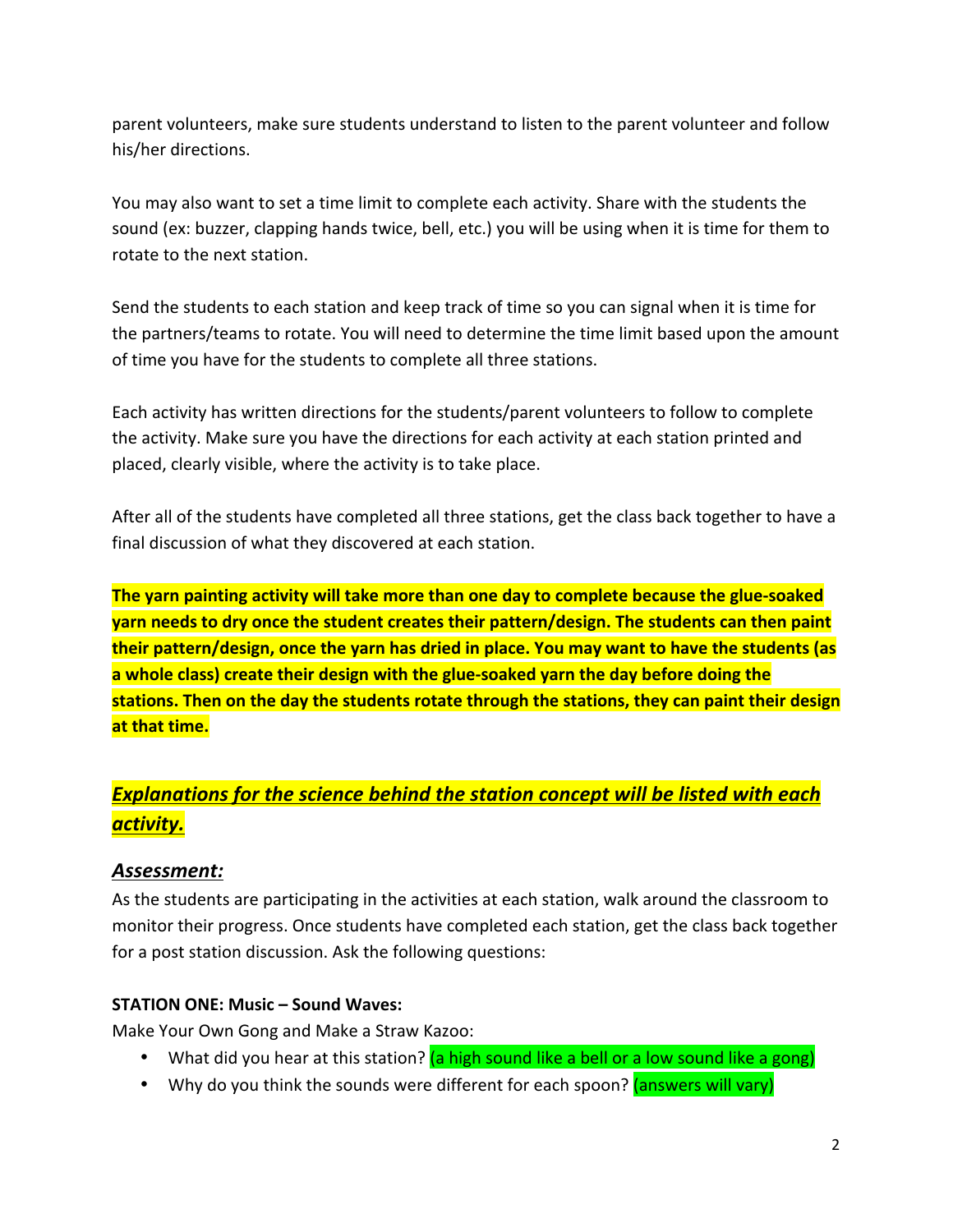parent volunteers, make sure students understand to listen to the parent volunteer and follow his/her directions.

You may also want to set a time limit to complete each activity. Share with the students the sound (ex: buzzer, clapping hands twice, bell, etc.) you will be using when it is time for them to rotate to the next station.

Send the students to each station and keep track of time so you can signal when it is time for the partners/teams to rotate. You will need to determine the time limit based upon the amount of time you have for the students to complete all three stations.

Each activity has written directions for the students/parent volunteers to follow to complete the activity. Make sure you have the directions for each activity at each station printed and placed, clearly visible, where the activity is to take place.

After all of the students have completed all three stations, get the class back together to have a final discussion of what they discovered at each station.

**The yarn painting activity will take more than one day to complete because the glue-soaked yarn needs to dry once the student creates their pattern/design. The students can then paint their pattern/design, once the yarn has dried in place. You may want to have the students (as a whole class) create their design with the glue-soaked yarn the day before doing the stations. Then on the day the students rotate through the stations, they can paint their design at that time.**

## ***Explanations for the science behind the station concept will be listed with each activity.***

### ***Assessment:***

As the students are participating in the activities at each station, walk around the classroom to monitor their progress. Once students have completed each station, get the class back together for a post station discussion. Ask the following questions:

**STATION ONE: Music – Sound Waves:**

Make Your Own Gong and Make a Straw Kazoo:

- What did you hear at this station? (a high sound like a bell or a low sound like a gong)
- Why do you think the sounds were different for each spoon? (answers will vary)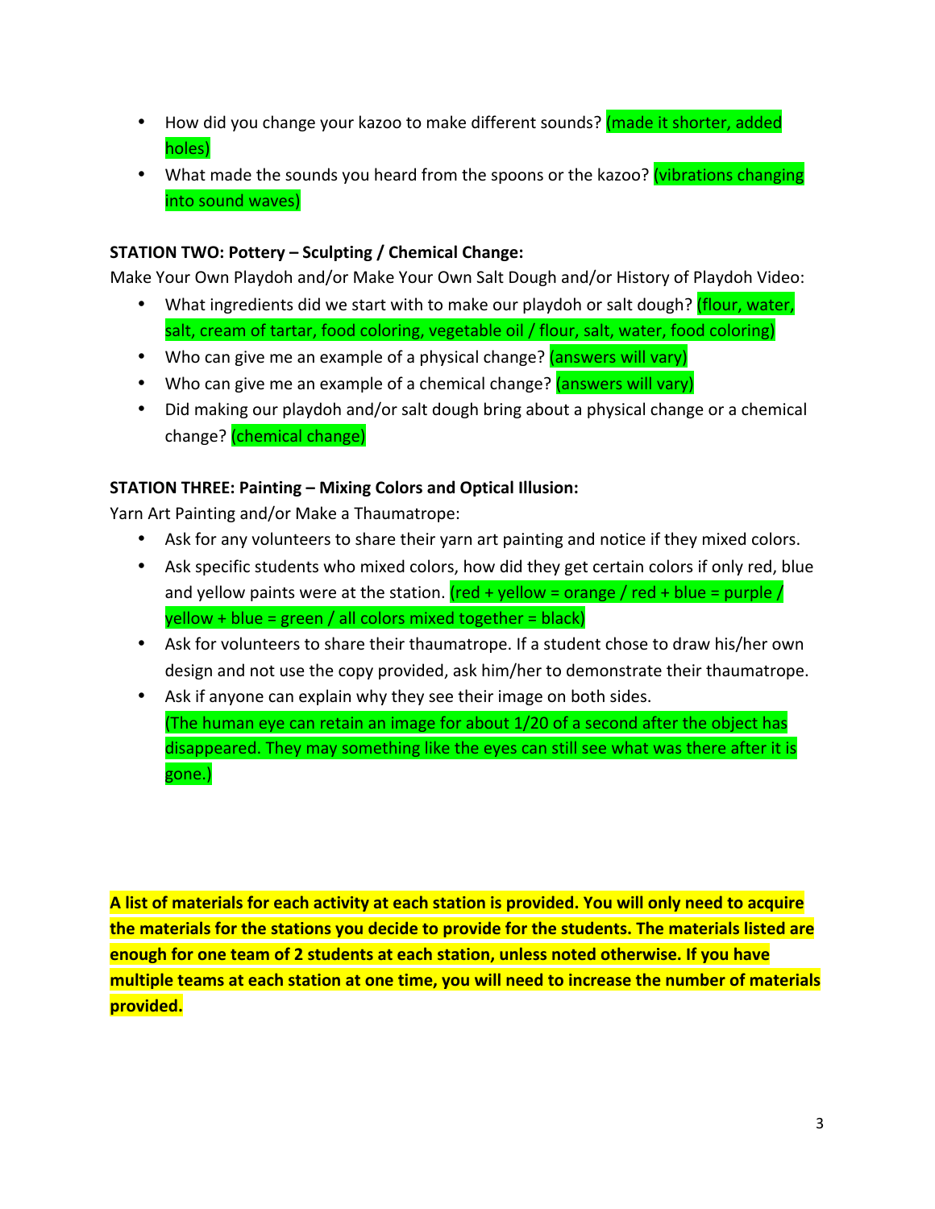- How did you change your kazoo to make different sounds? (made it shorter, added holes)
- What made the sounds you heard from the spoons or the kazoo? (vibrations changing into sound waves)

**STATION TWO: Pottery – Sculpting / Chemical Change:**

Make Your Own Playdoh and/or Make Your Own Salt Dough and/or History of Playdoh Video:

- What ingredients did we start with to make our playdoh or salt dough? (flour, water, salt, cream of tartar, food coloring, vegetable oil / flour, salt, water, food coloring)
- Who can give me an example of a physical change? (answers will vary)
- Who can give me an example of a chemical change? (answers will vary)
- Did making our playdoh and/or salt dough bring about a physical change or a chemical change? (chemical change)

**STATION THREE: Painting – Mixing Colors and Optical Illusion:**

Yarn Art Painting and/or Make a Thaumatrope:

- Ask for any volunteers to share their yarn art painting and notice if they mixed colors.
- Ask specific students who mixed colors, how did they get certain colors if only red, blue and yellow paints were at the station. (red + yellow = orange / red + blue = purple / yellow + blue = green / all colors mixed together = black)
- Ask for volunteers to share their thaumatrope. If a student chose to draw his/her own design and not use the copy provided, ask him/her to demonstrate their thaumatrope.
- Ask if anyone can explain why they see their image on both sides.
  (The human eye can retain an image for about 1/20 of a second after the object has disappeared. They may something like the eyes can still see what was there after it is gone.)

**A list of materials for each activity at each station is provided. You will only need to acquire the materials for the stations you decide to provide for the students. The materials listed are enough for one team of 2 students at each station, unless noted otherwise. If you have multiple teams at each station at one time, you will need to increase the number of materials provided.**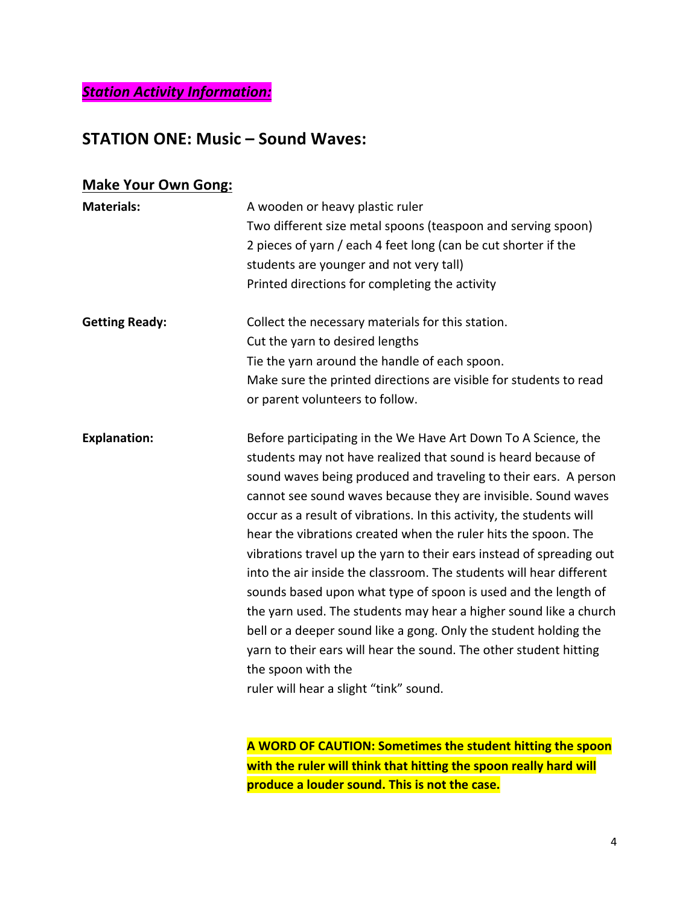***Station Activity Information:***

## STATION ONE: Music – Sound Waves:

### Make Your Own Gong:

**Materials:**

A wooden or heavy plastic ruler
Two different size metal spoons (teaspoon and serving spoon)
2 pieces of yarn / each 4 feet long (can be cut shorter if the students are younger and not very tall)
Printed directions for completing the activity

**Getting Ready:**

Collect the necessary materials for this station.
Cut the yarn to desired lengths
Tie the yarn around the handle of each spoon.
Make sure the printed directions are visible for students to read or parent volunteers to follow.

**Explanation:**

Before participating in the We Have Art Down To A Science, the students may not have realized that sound is heard because of sound waves being produced and traveling to their ears. A person cannot see sound waves because they are invisible. Sound waves occur as a result of vibrations. In this activity, the students will hear the vibrations created when the ruler hits the spoon. The vibrations travel up the yarn to their ears instead of spreading out into the air inside the classroom. The students will hear different sounds based upon what type of spoon is used and the length of the yarn used. The students may hear a higher sound like a church bell or a deeper sound like a gong. Only the student holding the yarn to their ears will hear the sound. The other student hitting the spoon with the ruler will hear a slight "tink" sound.

**A WORD OF CAUTION: Sometimes the student hitting the spoon with the ruler will think that hitting the spoon really hard will produce a louder sound. This is not the case.**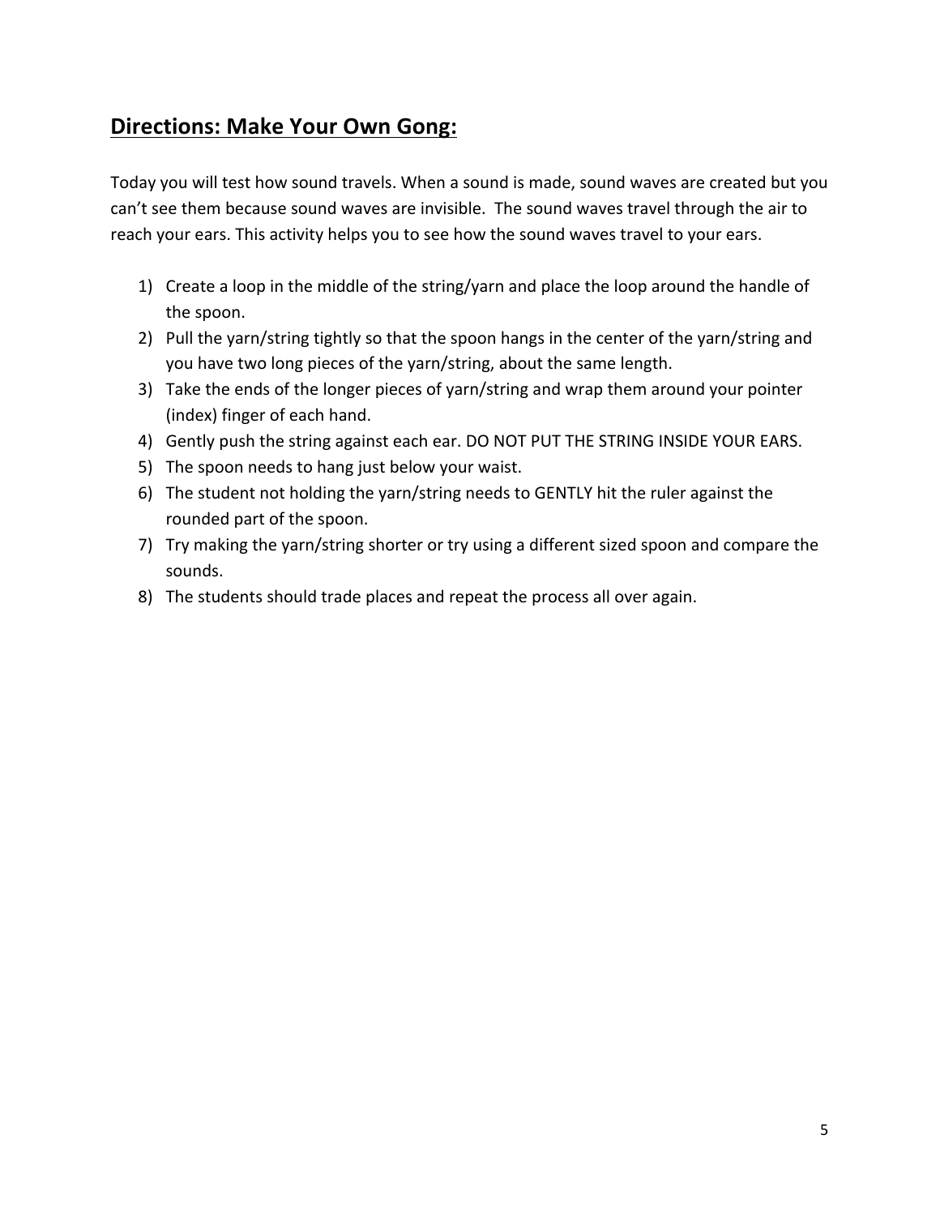## Directions: Make Your Own Gong:

Today you will test how sound travels. When a sound is made, sound waves are created but you can't see them because sound waves are invisible. The sound waves travel through the air to reach your ears. This activity helps you to see how the sound waves travel to your ears.

1) Create a loop in the middle of the string/yarn and place the loop around the handle of the spoon.
2) Pull the yarn/string tightly so that the spoon hangs in the center of the yarn/string and you have two long pieces of the yarn/string, about the same length.
3) Take the ends of the longer pieces of yarn/string and wrap them around your pointer (index) finger of each hand.
4) Gently push the string against each ear. DO NOT PUT THE STRING INSIDE YOUR EARS.
5) The spoon needs to hang just below your waist.
6) The student not holding the yarn/string needs to GENTLY hit the ruler against the rounded part of the spoon.
7) Try making the yarn/string shorter or try using a different sized spoon and compare the sounds.
8) The students should trade places and repeat the process all over again.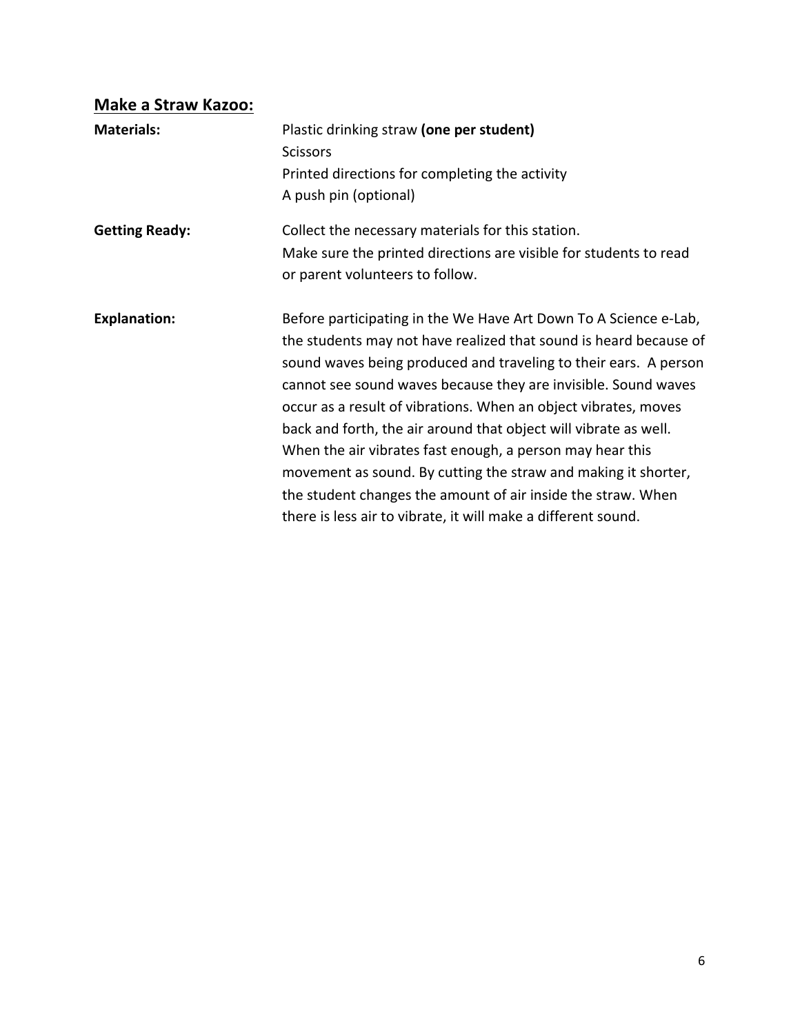## Make a Straw Kazoo:

**Materials:**

Plastic drinking straw **(one per student)**
Scissors
Printed directions for completing the activity
A push pin (optional)

**Getting Ready:**

Collect the necessary materials for this station.
Make sure the printed directions are visible for students to read or parent volunteers to follow.

**Explanation:**

Before participating in the We Have Art Down To A Science e-Lab, the students may not have realized that sound is heard because of sound waves being produced and traveling to their ears. A person cannot see sound waves because they are invisible. Sound waves occur as a result of vibrations. When an object vibrates, moves back and forth, the air around that object will vibrate as well. When the air vibrates fast enough, a person may hear this movement as sound. By cutting the straw and making it shorter, the student changes the amount of air inside the straw. When there is less air to vibrate, it will make a different sound.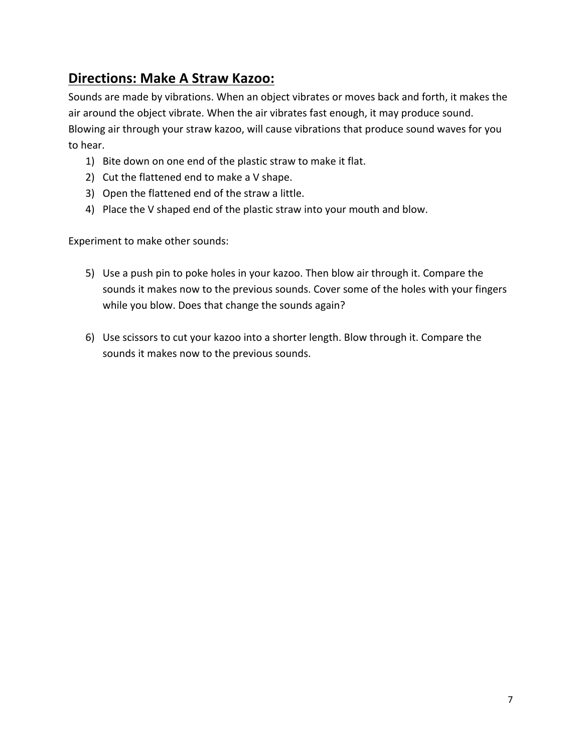## Directions: Make A Straw Kazoo:

Sounds are made by vibrations. When an object vibrates or moves back and forth, it makes the air around the object vibrate. When the air vibrates fast enough, it may produce sound. Blowing air through your straw kazoo, will cause vibrations that produce sound waves for you to hear.

1) Bite down on one end of the plastic straw to make it flat.
2) Cut the flattened end to make a V shape.
3) Open the flattened end of the straw a little.
4) Place the V shaped end of the plastic straw into your mouth and blow.

Experiment to make other sounds:

5) Use a push pin to poke holes in your kazoo. Then blow air through it. Compare the sounds it makes now to the previous sounds. Cover some of the holes with your fingers while you blow. Does that change the sounds again?

6) Use scissors to cut your kazoo into a shorter length. Blow through it. Compare the sounds it makes now to the previous sounds.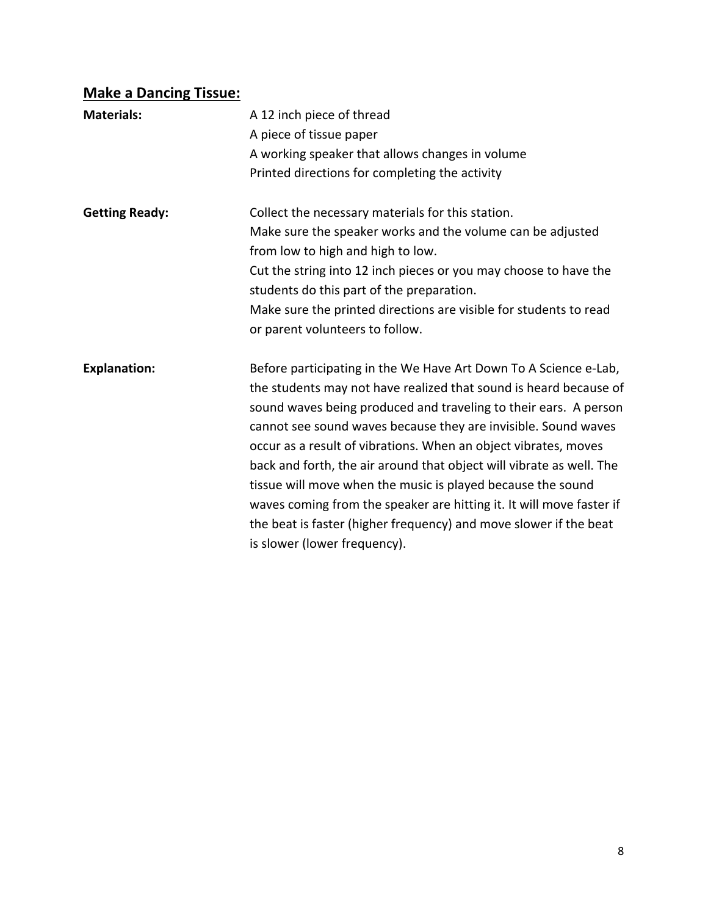## Make a Dancing Tissue:

**Materials:**

A 12 inch piece of thread
A piece of tissue paper
A working speaker that allows changes in volume
Printed directions for completing the activity

**Getting Ready:**

Collect the necessary materials for this station.
Make sure the speaker works and the volume can be adjusted from low to high and high to low.
Cut the string into 12 inch pieces or you may choose to have the students do this part of the preparation.
Make sure the printed directions are visible for students to read or parent volunteers to follow.

**Explanation:**

Before participating in the We Have Art Down To A Science e-Lab, the students may not have realized that sound is heard because of sound waves being produced and traveling to their ears. A person cannot see sound waves because they are invisible. Sound waves occur as a result of vibrations. When an object vibrates, moves back and forth, the air around that object will vibrate as well. The tissue will move when the music is played because the sound waves coming from the speaker are hitting it. It will move faster if the beat is faster (higher frequency) and move slower if the beat is slower (lower frequency).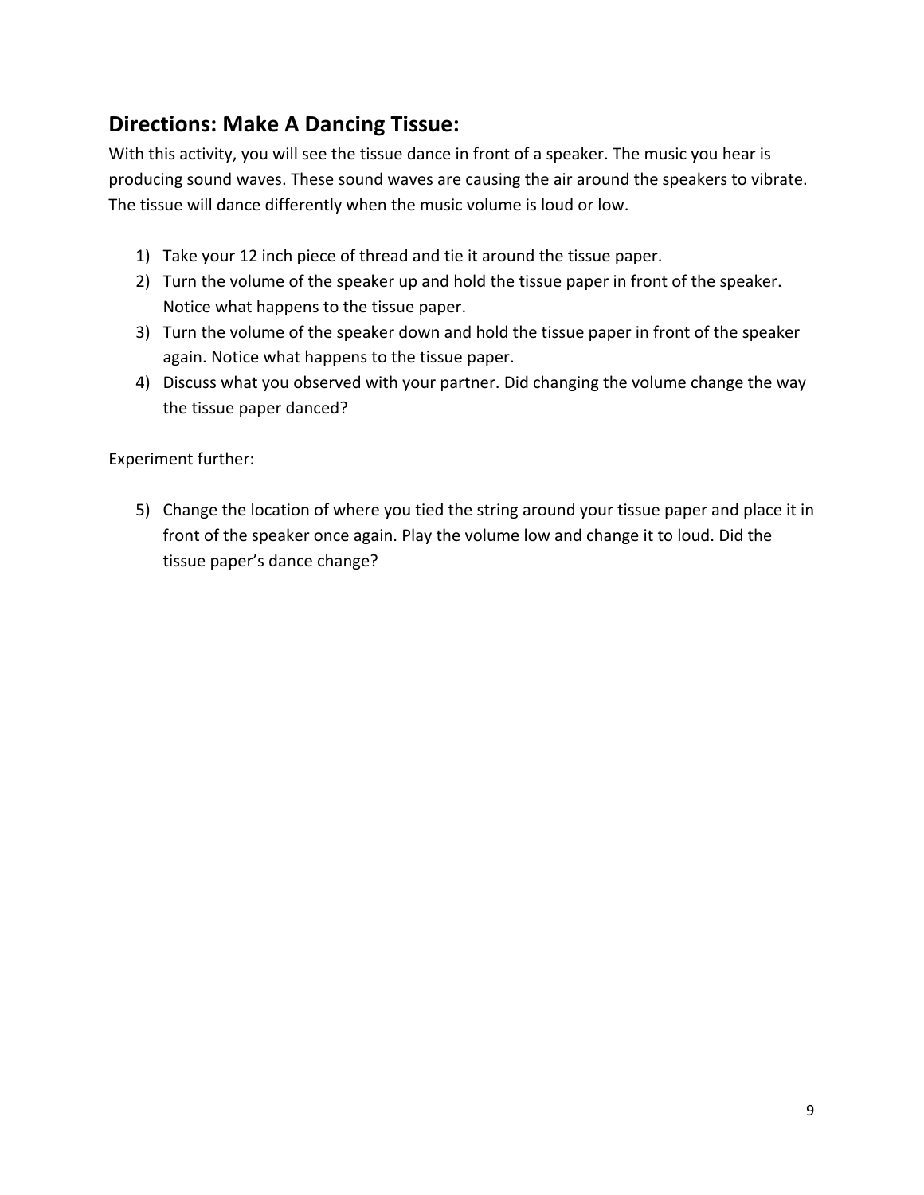## Directions: Make A Dancing Tissue:

With this activity, you will see the tissue dance in front of a speaker. The music you hear is producing sound waves. These sound waves are causing the air around the speakers to vibrate. The tissue will dance differently when the music volume is loud or low.

1) Take your 12 inch piece of thread and tie it around the tissue paper.
2) Turn the volume of the speaker up and hold the tissue paper in front of the speaker. Notice what happens to the tissue paper.
3) Turn the volume of the speaker down and hold the tissue paper in front of the speaker again. Notice what happens to the tissue paper.
4) Discuss what you observed with your partner. Did changing the volume change the way the tissue paper danced?

Experiment further:

5) Change the location of where you tied the string around your tissue paper and place it in front of the speaker once again. Play the volume low and change it to loud. Did the tissue paper's dance change?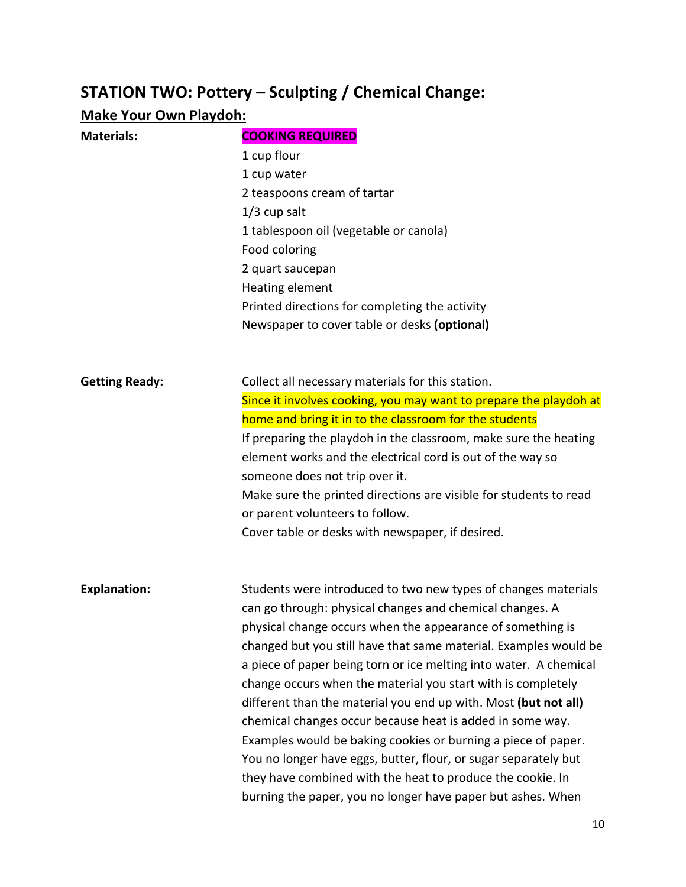## STATION TWO: Pottery – Sculpting / Chemical Change:

### Make Your Own Playdoh:

**Materials:**

**COOKING REQUIRED**

1 cup flour
1 cup water
2 teaspoons cream of tartar
1/3 cup salt
1 tablespoon oil (vegetable or canola)
Food coloring
2 quart saucepan
Heating element
Printed directions for completing the activity
Newspaper to cover table or desks **(optional)**

**Getting Ready:**

Collect all necessary materials for this station.
Since it involves cooking, you may want to prepare the playdoh at home and bring it in to the classroom for the students
If preparing the playdoh in the classroom, make sure the heating element works and the electrical cord is out of the way so someone does not trip over it.
Make sure the printed directions are visible for students to read or parent volunteers to follow.
Cover table or desks with newspaper, if desired.

**Explanation:**

Students were introduced to two new types of changes materials can go through: physical changes and chemical changes. A physical change occurs when the appearance of something is changed but you still have that same material. Examples would be a piece of paper being torn or ice melting into water. A chemical change occurs when the material you start with is completely different than the material you end up with. Most **(but not all)** chemical changes occur because heat is added in some way. Examples would be baking cookies or burning a piece of paper. You no longer have eggs, butter, flour, or sugar separately but they have combined with the heat to produce the cookie. In burning the paper, you no longer have paper but ashes. When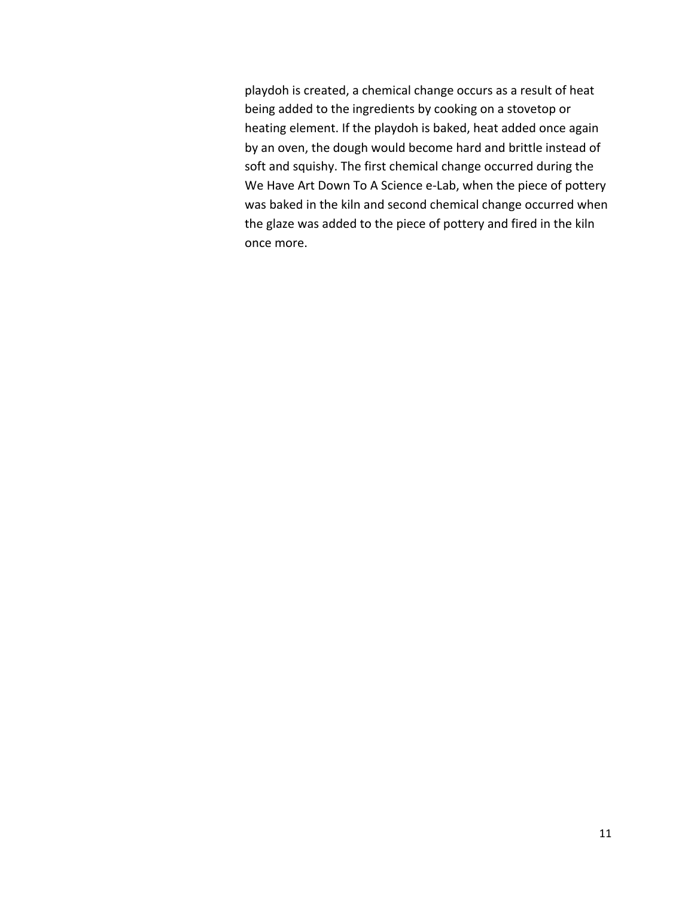playdoh is created, a chemical change occurs as a result of heat being added to the ingredients by cooking on a stovetop or heating element. If the playdoh is baked, heat added once again by an oven, the dough would become hard and brittle instead of soft and squishy. The first chemical change occurred during the We Have Art Down To A Science e-Lab, when the piece of pottery was baked in the kiln and second chemical change occurred when the glaze was added to the piece of pottery and fired in the kiln once more.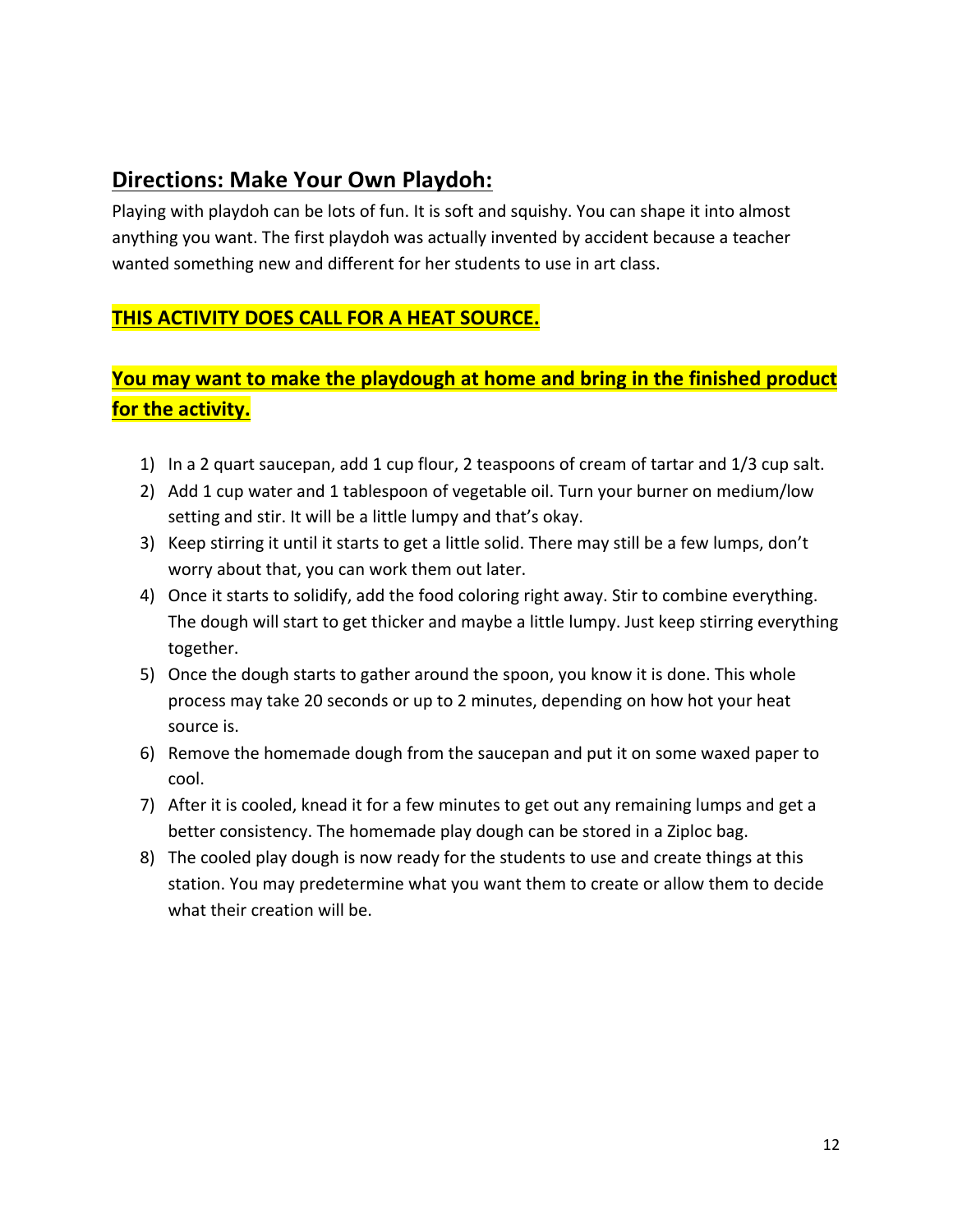## Directions: Make Your Own Playdoh:

Playing with playdoh can be lots of fun. It is soft and squishy. You can shape it into almost anything you want. The first playdoh was actually invented by accident because a teacher wanted something new and different for her students to use in art class.

**THIS ACTIVITY DOES CALL FOR A HEAT SOURCE.**

**You may want to make the playdough at home and bring in the finished product for the activity.**

1) In a 2 quart saucepan, add 1 cup flour, 2 teaspoons of cream of tartar and 1/3 cup salt.
2) Add 1 cup water and 1 tablespoon of vegetable oil. Turn your burner on medium/low setting and stir. It will be a little lumpy and that's okay.
3) Keep stirring it until it starts to get a little solid. There may still be a few lumps, don't worry about that, you can work them out later.
4) Once it starts to solidify, add the food coloring right away. Stir to combine everything. The dough will start to get thicker and maybe a little lumpy. Just keep stirring everything together.
5) Once the dough starts to gather around the spoon, you know it is done. This whole process may take 20 seconds or up to 2 minutes, depending on how hot your heat source is.
6) Remove the homemade dough from the saucepan and put it on some waxed paper to cool.
7) After it is cooled, knead it for a few minutes to get out any remaining lumps and get a better consistency. The homemade play dough can be stored in a Ziploc bag.
8) The cooled play dough is now ready for the students to use and create things at this station. You may predetermine what you want them to create or allow them to decide what their creation will be.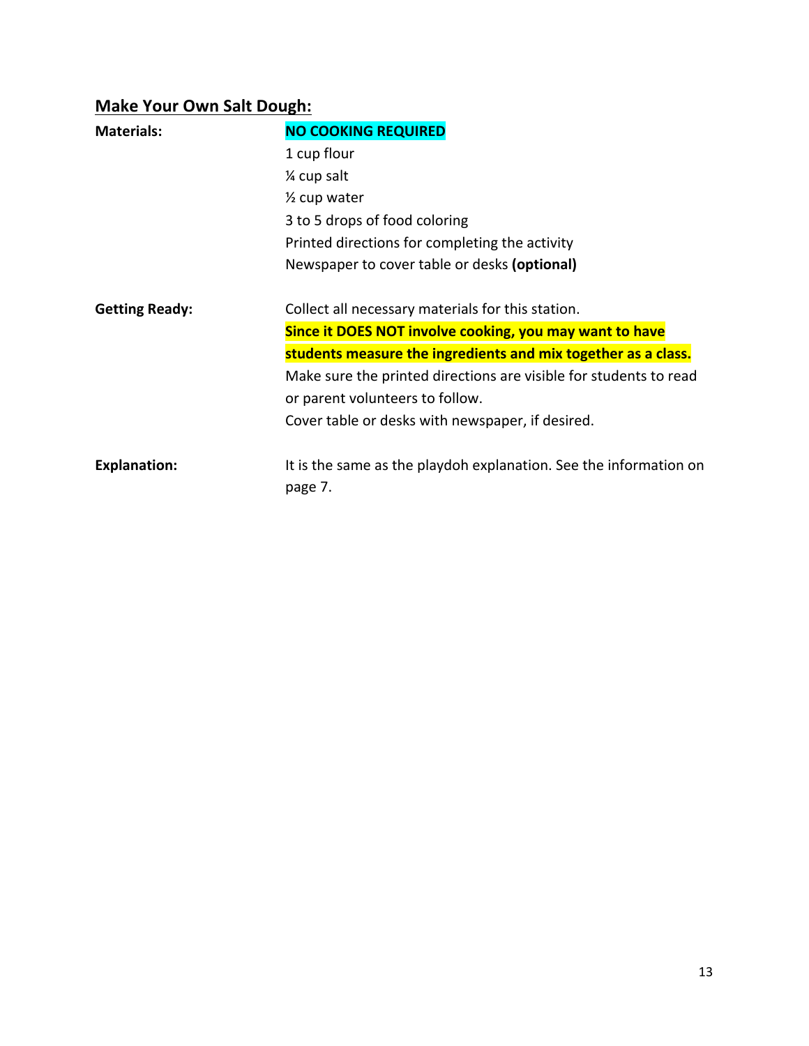## Make Your Own Salt Dough:

**Materials:**

**NO COOKING REQUIRED**

1 cup flour
¼ cup salt
½ cup water
3 to 5 drops of food coloring
Printed directions for completing the activity
Newspaper to cover table or desks **(optional)**

**Getting Ready:**

Collect all necessary materials for this station.
**Since it DOES NOT involve cooking, you may want to have students measure the ingredients and mix together as a class.**
Make sure the printed directions are visible for students to read or parent volunteers to follow.
Cover table or desks with newspaper, if desired.

**Explanation:**

It is the same as the playdoh explanation. See the information on page 7.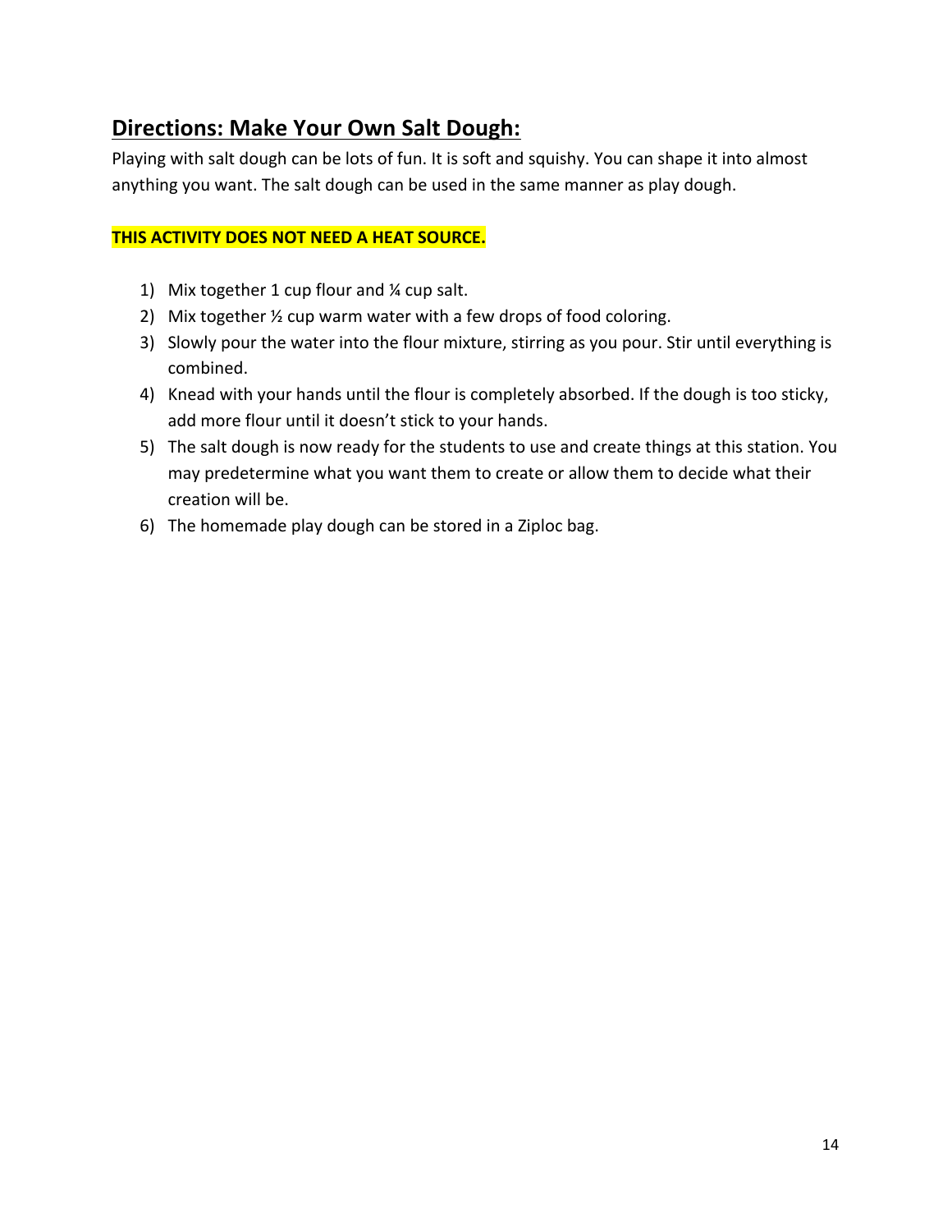## Directions: Make Your Own Salt Dough:

Playing with salt dough can be lots of fun. It is soft and squishy. You can shape it into almost anything you want. The salt dough can be used in the same manner as play dough.

**THIS ACTIVITY DOES NOT NEED A HEAT SOURCE.**

1) Mix together 1 cup flour and ¼ cup salt.
2) Mix together ½ cup warm water with a few drops of food coloring.
3) Slowly pour the water into the flour mixture, stirring as you pour. Stir until everything is combined.
4) Knead with your hands until the flour is completely absorbed. If the dough is too sticky, add more flour until it doesn't stick to your hands.
5) The salt dough is now ready for the students to use and create things at this station. You may predetermine what you want them to create or allow them to decide what their creation will be.
6) The homemade play dough can be stored in a Ziploc bag.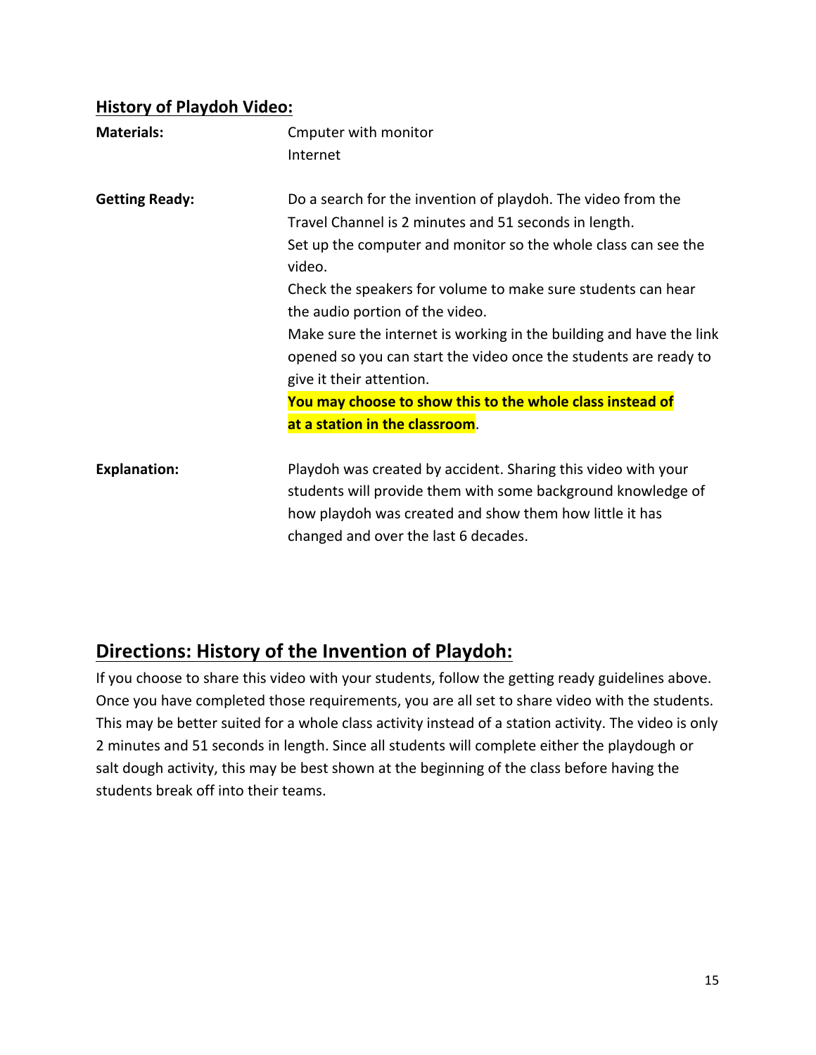## History of Playdoh Video:

| | |
|---|---|
| **Materials:** | Cmputer with monitor<br>Internet |
| **Getting Ready:** | Do a search for the invention of playdoh. The video from the Travel Channel is 2 minutes and 51 seconds in length.<br>Set up the computer and monitor so the whole class can see the video.<br>Check the speakers for volume to make sure students can hear the audio portion of the video.<br>Make sure the internet is working in the building and have the link opened so you can start the video once the students are ready to give it their attention.<br>**You may choose to show this to the whole class instead of at a station in the classroom**. |
| **Explanation:** | Playdoh was created by accident. Sharing this video with your students will provide them with some background knowledge of how playdoh was created and show them how little it has changed and over the last 6 decades. |

## Directions: History of the Invention of Playdoh:

If you choose to share this video with your students, follow the getting ready guidelines above. Once you have completed those requirements, you are all set to share video with the students. This may be better suited for a whole class activity instead of a station activity. The video is only 2 minutes and 51 seconds in length. Since all students will complete either the playdough or salt dough activity, this may be best shown at the beginning of the class before having the students break off into their teams.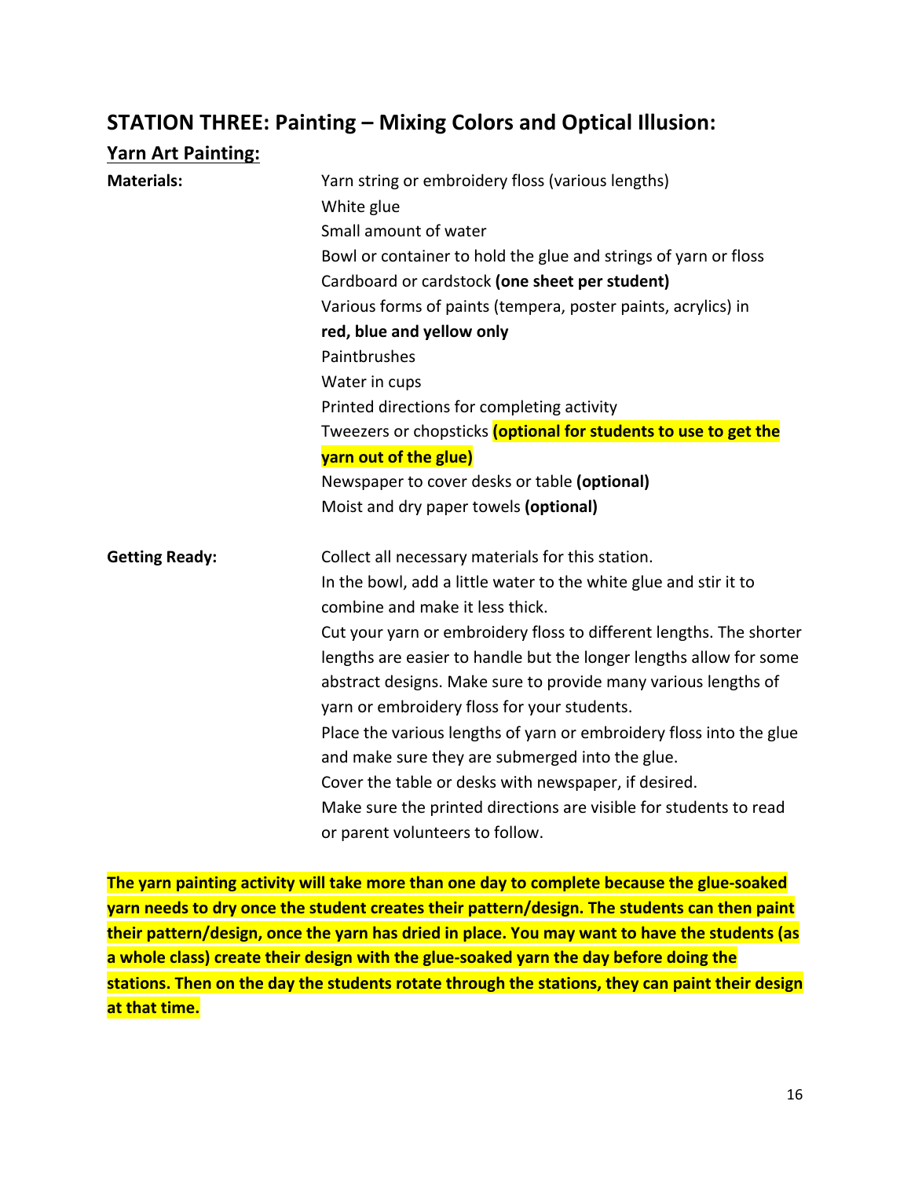## STATION THREE: Painting – Mixing Colors and Optical Illusion:

### Yarn Art Painting:

**Materials:**

Yarn string or embroidery floss (various lengths)
White glue
Small amount of water
Bowl or container to hold the glue and strings of yarn or floss
Cardboard or cardstock **(one sheet per student)**
Various forms of paints (tempera, poster paints, acrylics) in **red, blue and yellow only**
Paintbrushes
Water in cups
Printed directions for completing activity
Tweezers or chopsticks **(optional for students to use to get the yarn out of the glue)**
Newspaper to cover desks or table **(optional)**
Moist and dry paper towels **(optional)**

**Getting Ready:**

Collect all necessary materials for this station.
In the bowl, add a little water to the white glue and stir it to combine and make it less thick.
Cut your yarn or embroidery floss to different lengths. The shorter lengths are easier to handle but the longer lengths allow for some abstract designs. Make sure to provide many various lengths of yarn or embroidery floss for your students.
Place the various lengths of yarn or embroidery floss into the glue and make sure they are submerged into the glue.
Cover the table or desks with newspaper, if desired.
Make sure the printed directions are visible for students to read or parent volunteers to follow.

**The yarn painting activity will take more than one day to complete because the glue-soaked yarn needs to dry once the student creates their pattern/design. The students can then paint their pattern/design, once the yarn has dried in place. You may want to have the students (as a whole class) create their design with the glue-soaked yarn the day before doing the stations. Then on the day the students rotate through the stations, they can paint their design at that time.**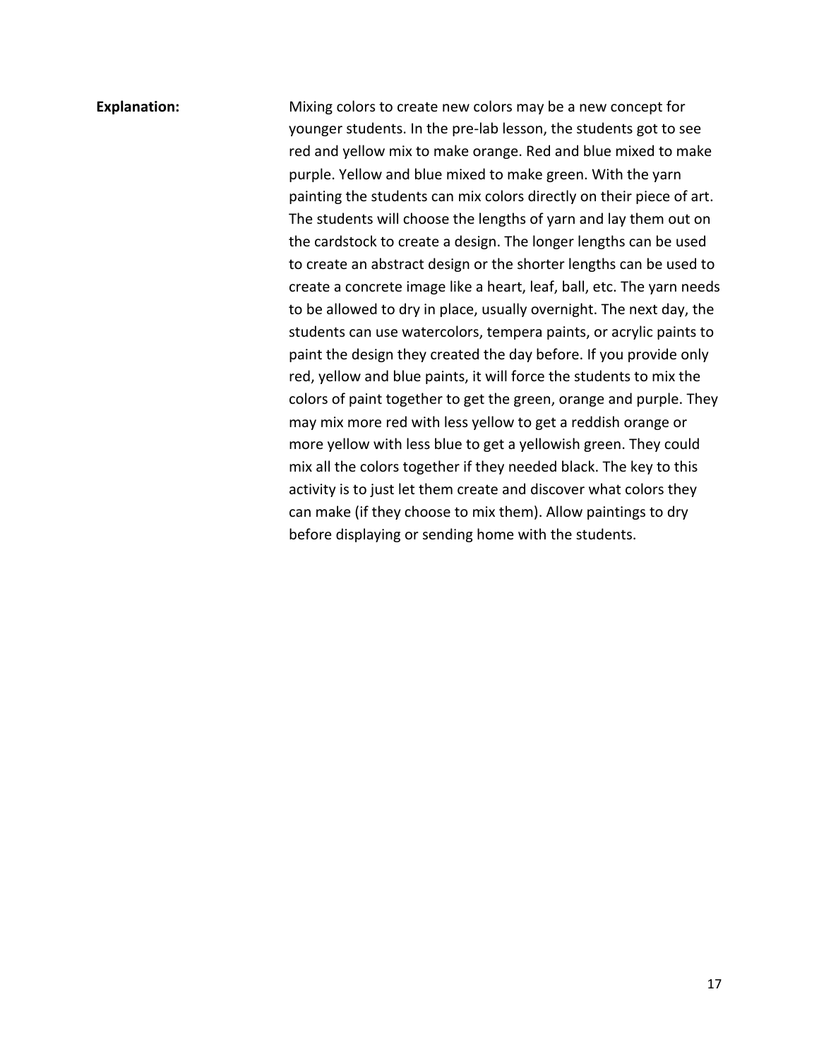**Explanation:** Mixing colors to create new colors may be a new concept for younger students. In the pre-lab lesson, the students got to see red and yellow mix to make orange. Red and blue mixed to make purple. Yellow and blue mixed to make green. With the yarn painting the students can mix colors directly on their piece of art. The students will choose the lengths of yarn and lay them out on the cardstock to create a design. The longer lengths can be used to create an abstract design or the shorter lengths can be used to create a concrete image like a heart, leaf, ball, etc. The yarn needs to be allowed to dry in place, usually overnight. The next day, the students can use watercolors, tempera paints, or acrylic paints to paint the design they created the day before. If you provide only red, yellow and blue paints, it will force the students to mix the colors of paint together to get the green, orange and purple. They may mix more red with less yellow to get a reddish orange or more yellow with less blue to get a yellowish green. They could mix all the colors together if they needed black. The key to this activity is to just let them create and discover what colors they can make (if they choose to mix them). Allow paintings to dry before displaying or sending home with the students.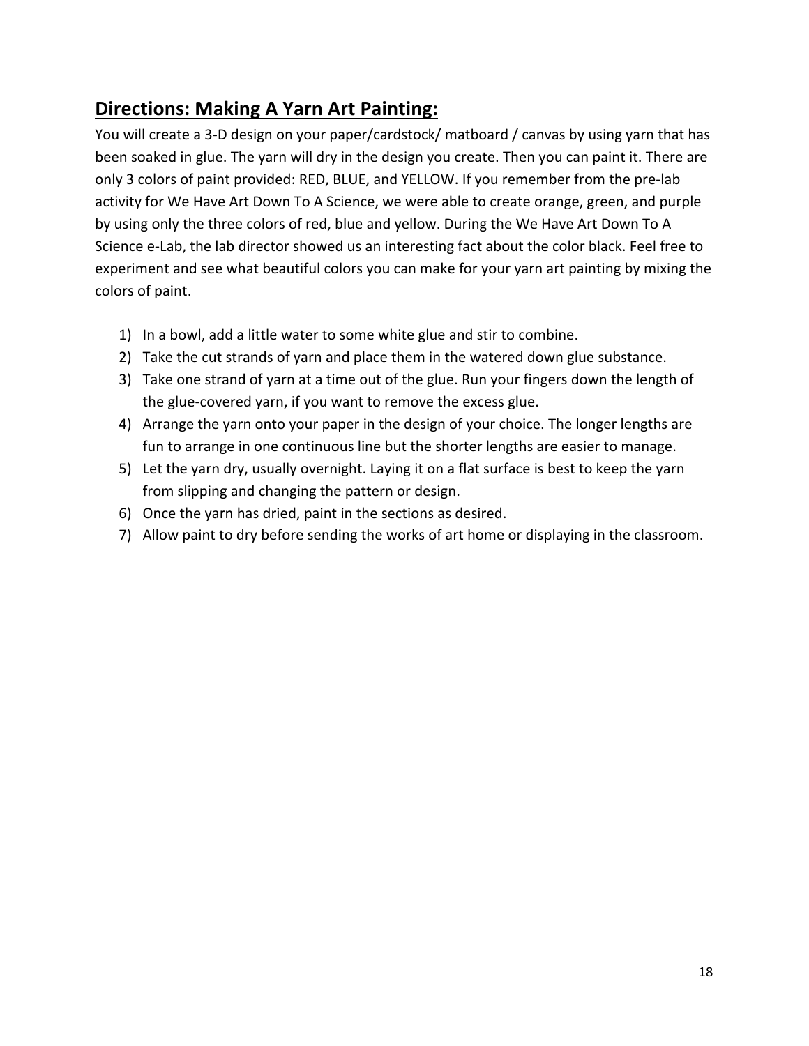## **Directions: Making A Yarn Art Painting:**

You will create a 3-D design on your paper/cardstock/ matboard / canvas by using yarn that has been soaked in glue. The yarn will dry in the design you create. Then you can paint it. There are only 3 colors of paint provided: RED, BLUE, and YELLOW. If you remember from the pre-lab activity for We Have Art Down To A Science, we were able to create orange, green, and purple by using only the three colors of red, blue and yellow. During the We Have Art Down To A Science e-Lab, the lab director showed us an interesting fact about the color black. Feel free to experiment and see what beautiful colors you can make for your yarn art painting by mixing the colors of paint.

1) In a bowl, add a little water to some white glue and stir to combine.
2) Take the cut strands of yarn and place them in the watered down glue substance.
3) Take one strand of yarn at a time out of the glue. Run your fingers down the length of the glue-covered yarn, if you want to remove the excess glue.
4) Arrange the yarn onto your paper in the design of your choice. The longer lengths are fun to arrange in one continuous line but the shorter lengths are easier to manage.
5) Let the yarn dry, usually overnight. Laying it on a flat surface is best to keep the yarn from slipping and changing the pattern or design.
6) Once the yarn has dried, paint in the sections as desired.
7) Allow paint to dry before sending the works of art home or displaying in the classroom.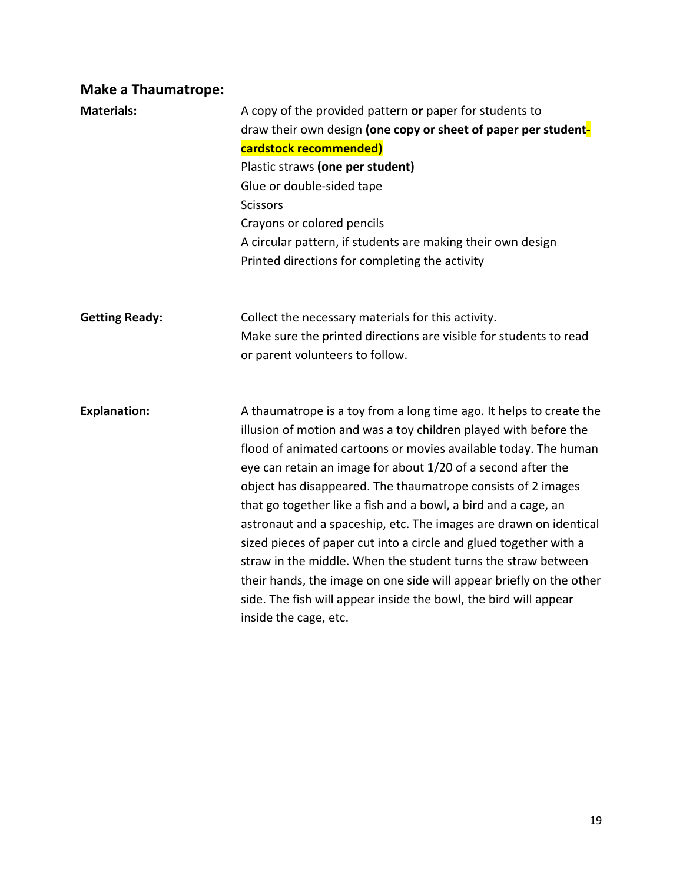## Make a Thaumatrope:

**Materials:**

A copy of the provided pattern **or** paper for students to draw their own design **(one copy or sheet of paper per student-cardstock recommended)**
Plastic straws **(one per student)**
Glue or double-sided tape
Scissors
Crayons or colored pencils
A circular pattern, if students are making their own design
Printed directions for completing the activity

**Getting Ready:**

Collect the necessary materials for this activity.
Make sure the printed directions are visible for students to read or parent volunteers to follow.

**Explanation:**

A thaumatrope is a toy from a long time ago. It helps to create the illusion of motion and was a toy children played with before the flood of animated cartoons or movies available today. The human eye can retain an image for about 1/20 of a second after the object has disappeared. The thaumatrope consists of 2 images that go together like a fish and a bowl, a bird and a cage, an astronaut and a spaceship, etc. The images are drawn on identical sized pieces of paper cut into a circle and glued together with a straw in the middle. When the student turns the straw between their hands, the image on one side will appear briefly on the other side. The fish will appear inside the bowl, the bird will appear inside the cage, etc.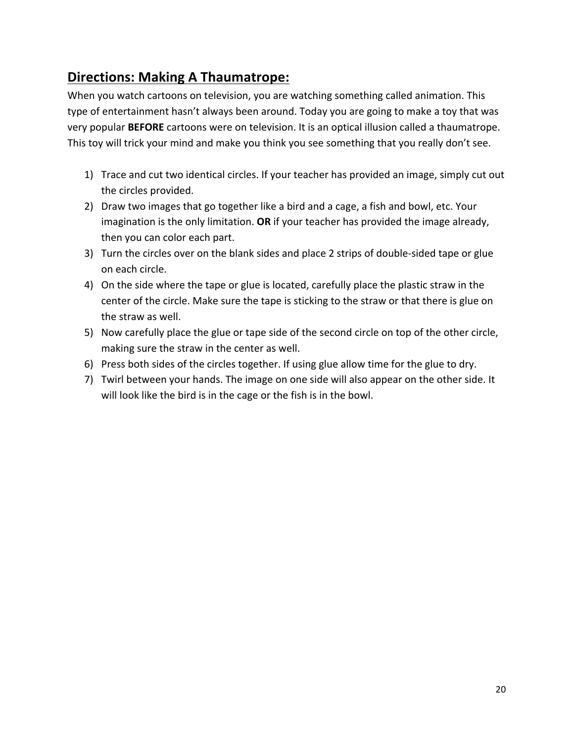## Directions: Making A Thaumatrope:

When you watch cartoons on television, you are watching something called animation. This type of entertainment hasn't always been around. Today you are going to make a toy that was very popular **BEFORE** cartoons were on television. It is an optical illusion called a thaumatrope. This toy will trick your mind and make you think you see something that you really don't see.

1) Trace and cut two identical circles. If your teacher has provided an image, simply cut out the circles provided.
2) Draw two images that go together like a bird and a cage, a fish and bowl, etc. Your imagination is the only limitation. **OR** if your teacher has provided the image already, then you can color each part.
3) Turn the circles over on the blank sides and place 2 strips of double-sided tape or glue on each circle.
4) On the side where the tape or glue is located, carefully place the plastic straw in the center of the circle. Make sure the tape is sticking to the straw or that there is glue on the straw as well.
5) Now carefully place the glue or tape side of the second circle on top of the other circle, making sure the straw in the center as well.
6) Press both sides of the circles together. If using glue allow time for the glue to dry.
7) Twirl between your hands. The image on one side will also appear on the other side. It will look like the bird is in the cage or the fish is in the bowl.